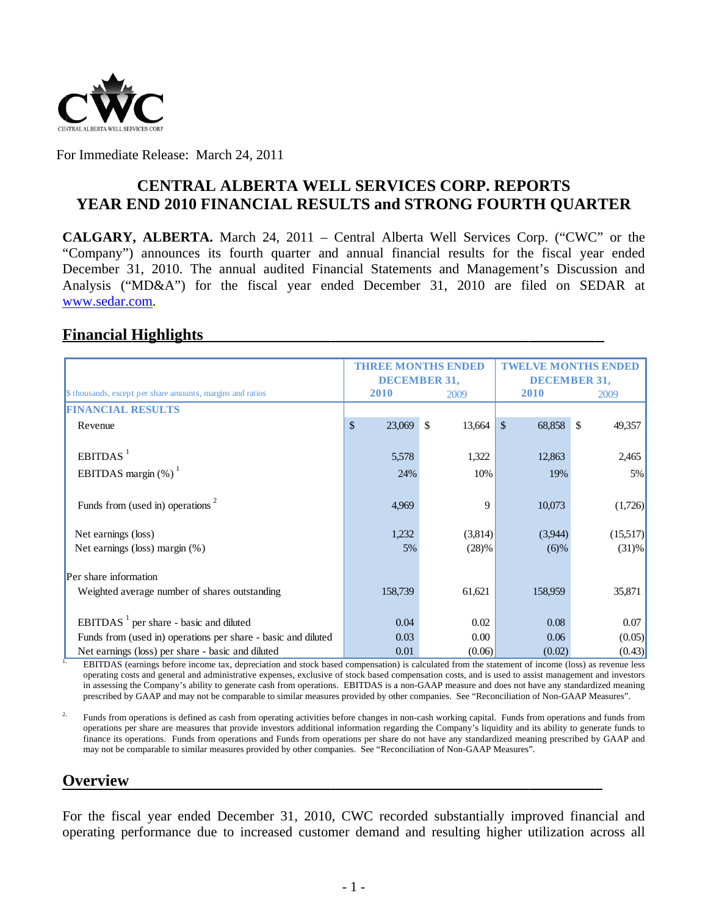For Immediate Release: March 24, 2011

# CENTRAL ALBERTA WELL SERVICES CORP. REPORTS YEAR END 2010 FINANCIAL RESULTS and STRONG FOURTH QUARTER

**CALGARY, ALBERTA.** March 24, 2011 – Central Alberta Well Services Corp. ("CWC" or the "Company") announces its fourth quarter and annual financial results for the fiscal year ended December 31, 2010. The annual audited Financial Statements and Management's Discussion and Analysis ("MD&A") for the fiscal year ended December 31, 2010 are filed on SEDAR at www.sedar.com.

## Financial Highlights

| | THREE MONTHS ENDED DECEMBER 31, | | TWELVE MONTHS ENDED DECEMBER 31, | |
|---|---|---|---|---|
| $ thousands, except per share amounts, margins and ratios | 2010 | 2009 | 2010 | 2009 |
| **FINANCIAL RESULTS** | | | | |
| Revenue | $ 23,069 | $ 13,664 | $ 68,858 | $ 49,357 |
| EBITDAS [1] | 5,578 | 1,322 | 12,863 | 2,465 |
| EBITDAS margin (%) [1] | 24% | 10% | 19% | 5% |
| Funds from (used in) operations [2] | 4,969 | 9 | 10,073 | (1,726) |
| Net earnings (loss) | 1,232 | (3,814) | (3,944) | (15,517) |
| Net earnings (loss) margin (%) | 5% | (28)% | (6)% | (31)% |
| Per share information | | | | |
| Weighted average number of shares outstanding | 158,739 | 61,621 | 158,959 | 35,871 |
| EBITDAS [1] per share - basic and diluted | 0.04 | 0.02 | 0.08 | 0.07 |
| Funds from (used in) operations per share - basic and diluted | 0.03 | 0.00 | 0.06 | (0.05) |
| Net earnings (loss) per share - basic and diluted | 0.01 | (0.06) | (0.02) | (0.43) |

1. EBITDAS (earnings before income tax, depreciation and stock based compensation) is calculated from the statement of income (loss) as revenue less operating costs and general and administrative expenses, exclusive of stock based compensation costs, and is used to assist management and investors in assessing the Company's ability to generate cash from operations. EBITDAS is a non-GAAP measure and does not have any standardized meaning prescribed by GAAP and may not be comparable to similar measures provided by other companies. See "Reconciliation of Non-GAAP Measures".

2. Funds from operations is defined as cash from operating activities before changes in non-cash working capital. Funds from operations and funds from operations per share are measures that provide investors additional information regarding the Company's liquidity and its ability to generate funds to finance its operations. Funds from operations and Funds from operations per share do not have any standardized meaning prescribed by GAAP and may not be comparable to similar measures provided by other companies. See "Reconciliation of Non-GAAP Measures".

## Overview

For the fiscal year ended December 31, 2010, CWC recorded substantially improved financial and operating performance due to increased customer demand and resulting higher utilization across all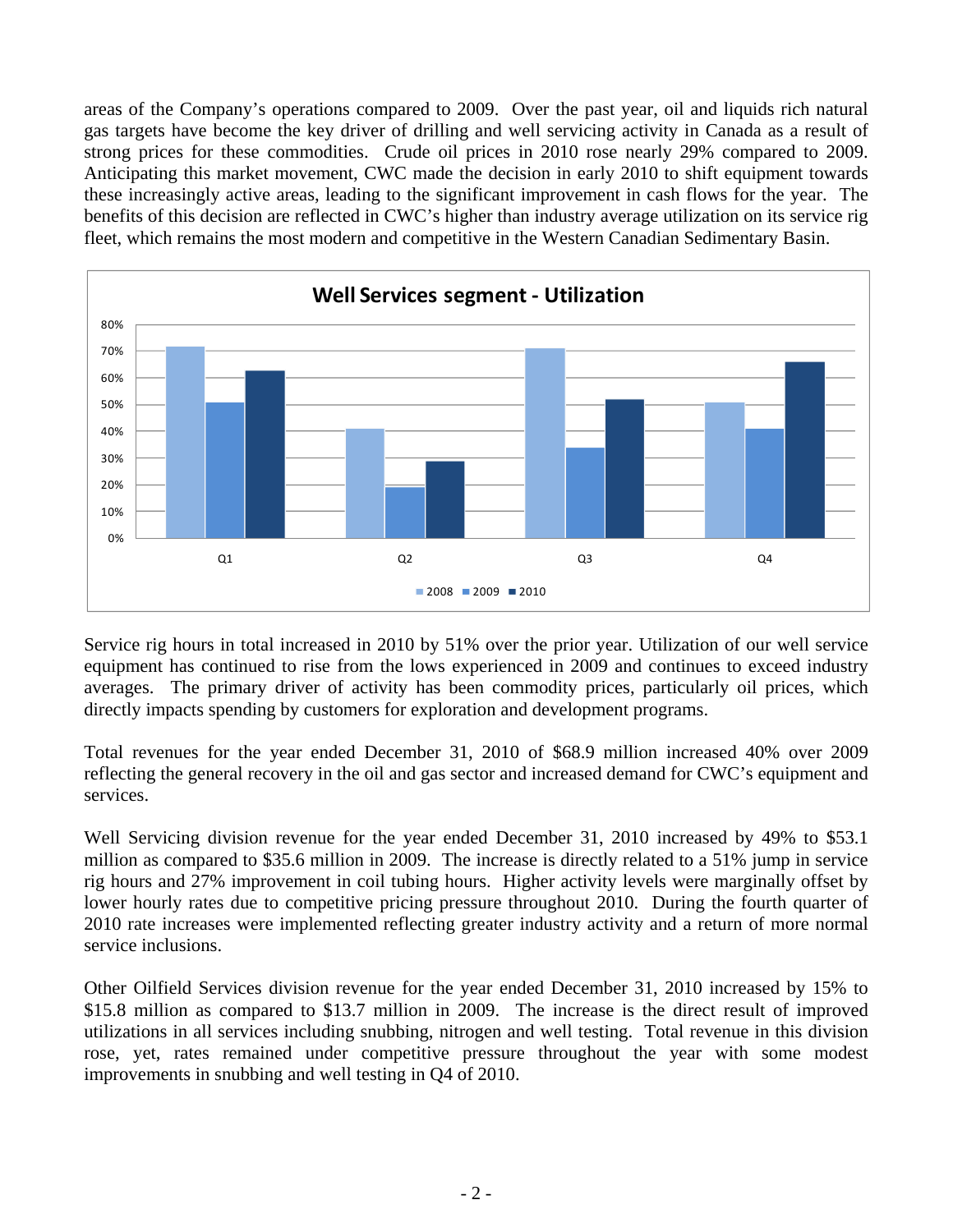areas of the Company's operations compared to 2009. Over the past year, oil and liquids rich natural gas targets have become the key driver of drilling and well servicing activity in Canada as a result of strong prices for these commodities. Crude oil prices in 2010 rose nearly 29% compared to 2009. Anticipating this market movement, CWC made the decision in early 2010 to shift equipment towards these increasingly active areas, leading to the significant improvement in cash flows for the year. The benefits of this decision are reflected in CWC's higher than industry average utilization on its service rig fleet, which remains the most modern and competitive in the Western Canadian Sedimentary Basin.

Service rig hours in total increased in 2010 by 51% over the prior year. Utilization of our well service equipment has continued to rise from the lows experienced in 2009 and continues to exceed industry averages. The primary driver of activity has been commodity prices, particularly oil prices, which directly impacts spending by customers for exploration and development programs.

Total revenues for the year ended December 31, 2010 of $68.9 million increased 40% over 2009 reflecting the general recovery in the oil and gas sector and increased demand for CWC's equipment and services.

Well Servicing division revenue for the year ended December 31, 2010 increased by 49% to $53.1 million as compared to $35.6 million in 2009. The increase is directly related to a 51% jump in service rig hours and 27% improvement in coil tubing hours. Higher activity levels were marginally offset by lower hourly rates due to competitive pricing pressure throughout 2010. During the fourth quarter of 2010 rate increases were implemented reflecting greater industry activity and a return of more normal service inclusions.

Other Oilfield Services division revenue for the year ended December 31, 2010 increased by 15% to $15.8 million as compared to $13.7 million in 2009. The increase is the direct result of improved utilizations in all services including snubbing, nitrogen and well testing. Total revenue in this division rose, yet, rates remained under competitive pressure throughout the year with some modest improvements in snubbing and well testing in Q4 of 2010.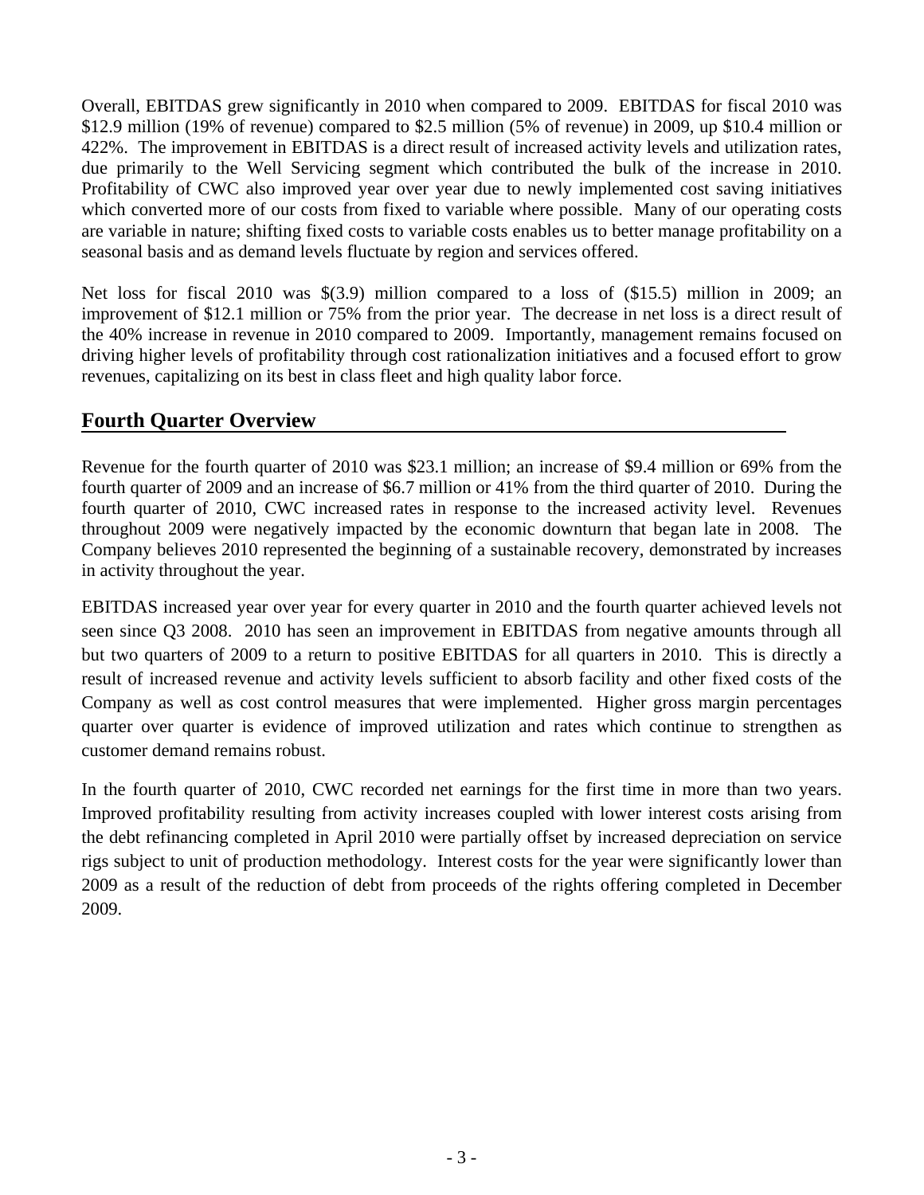Overall, EBITDAS grew significantly in 2010 when compared to 2009. EBITDAS for fiscal 2010 was $12.9 million (19% of revenue) compared to $2.5 million (5% of revenue) in 2009, up $10.4 million or 422%. The improvement in EBITDAS is a direct result of increased activity levels and utilization rates, due primarily to the Well Servicing segment which contributed the bulk of the increase in 2010. Profitability of CWC also improved year over year due to newly implemented cost saving initiatives which converted more of our costs from fixed to variable where possible. Many of our operating costs are variable in nature; shifting fixed costs to variable costs enables us to better manage profitability on a seasonal basis and as demand levels fluctuate by region and services offered.

Net loss for fiscal 2010 was $(3.9) million compared to a loss of ($15.5) million in 2009; an improvement of $12.1 million or 75% from the prior year. The decrease in net loss is a direct result of the 40% increase in revenue in 2010 compared to 2009. Importantly, management remains focused on driving higher levels of profitability through cost rationalization initiatives and a focused effort to grow revenues, capitalizing on its best in class fleet and high quality labor force.

## Fourth Quarter Overview

Revenue for the fourth quarter of 2010 was $23.1 million; an increase of $9.4 million or 69% from the fourth quarter of 2009 and an increase of $6.7 million or 41% from the third quarter of 2010. During the fourth quarter of 2010, CWC increased rates in response to the increased activity level. Revenues throughout 2009 were negatively impacted by the economic downturn that began late in 2008. The Company believes 2010 represented the beginning of a sustainable recovery, demonstrated by increases in activity throughout the year.

EBITDAS increased year over year for every quarter in 2010 and the fourth quarter achieved levels not seen since Q3 2008. 2010 has seen an improvement in EBITDAS from negative amounts through all but two quarters of 2009 to a return to positive EBITDAS for all quarters in 2010. This is directly a result of increased revenue and activity levels sufficient to absorb facility and other fixed costs of the Company as well as cost control measures that were implemented. Higher gross margin percentages quarter over quarter is evidence of improved utilization and rates which continue to strengthen as customer demand remains robust.

In the fourth quarter of 2010, CWC recorded net earnings for the first time in more than two years. Improved profitability resulting from activity increases coupled with lower interest costs arising from the debt refinancing completed in April 2010 were partially offset by increased depreciation on service rigs subject to unit of production methodology. Interest costs for the year were significantly lower than 2009 as a result of the reduction of debt from proceeds of the rights offering completed in December 2009.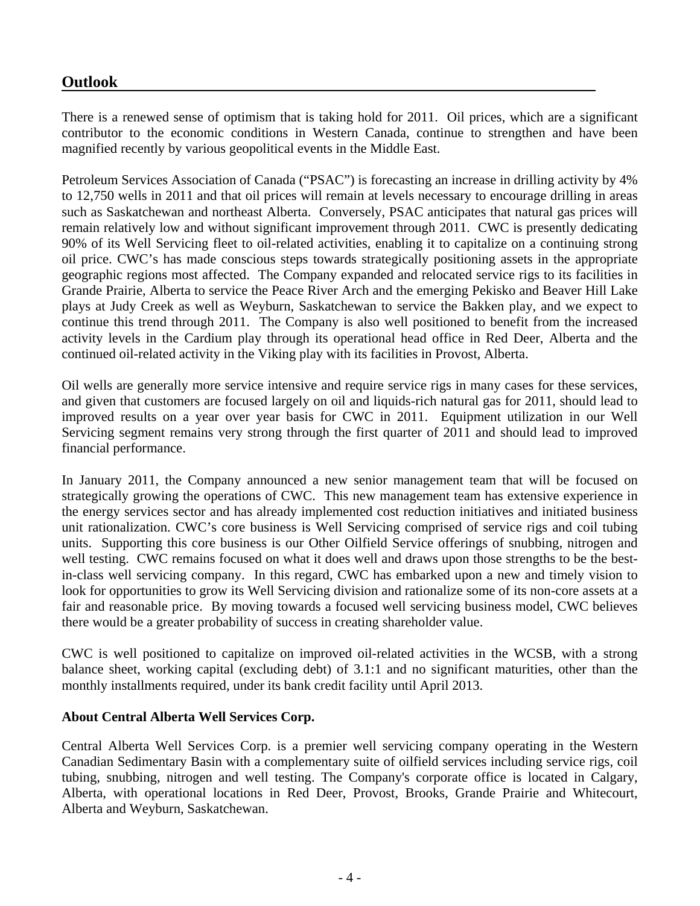## Outlook

There is a renewed sense of optimism that is taking hold for 2011. Oil prices, which are a significant contributor to the economic conditions in Western Canada, continue to strengthen and have been magnified recently by various geopolitical events in the Middle East.

Petroleum Services Association of Canada ("PSAC") is forecasting an increase in drilling activity by 4% to 12,750 wells in 2011 and that oil prices will remain at levels necessary to encourage drilling in areas such as Saskatchewan and northeast Alberta. Conversely, PSAC anticipates that natural gas prices will remain relatively low and without significant improvement through 2011. CWC is presently dedicating 90% of its Well Servicing fleet to oil-related activities, enabling it to capitalize on a continuing strong oil price. CWC's has made conscious steps towards strategically positioning assets in the appropriate geographic regions most affected. The Company expanded and relocated service rigs to its facilities in Grande Prairie, Alberta to service the Peace River Arch and the emerging Pekisko and Beaver Hill Lake plays at Judy Creek as well as Weyburn, Saskatchewan to service the Bakken play, and we expect to continue this trend through 2011. The Company is also well positioned to benefit from the increased activity levels in the Cardium play through its operational head office in Red Deer, Alberta and the continued oil-related activity in the Viking play with its facilities in Provost, Alberta.

Oil wells are generally more service intensive and require service rigs in many cases for these services, and given that customers are focused largely on oil and liquids-rich natural gas for 2011, should lead to improved results on a year over year basis for CWC in 2011. Equipment utilization in our Well Servicing segment remains very strong through the first quarter of 2011 and should lead to improved financial performance.

In January 2011, the Company announced a new senior management team that will be focused on strategically growing the operations of CWC. This new management team has extensive experience in the energy services sector and has already implemented cost reduction initiatives and initiated business unit rationalization. CWC's core business is Well Servicing comprised of service rigs and coil tubing units. Supporting this core business is our Other Oilfield Service offerings of snubbing, nitrogen and well testing. CWC remains focused on what it does well and draws upon those strengths to be the best-in-class well servicing company. In this regard, CWC has embarked upon a new and timely vision to look for opportunities to grow its Well Servicing division and rationalize some of its non-core assets at a fair and reasonable price. By moving towards a focused well servicing business model, CWC believes there would be a greater probability of success in creating shareholder value.

CWC is well positioned to capitalize on improved oil-related activities in the WCSB, with a strong balance sheet, working capital (excluding debt) of 3.1:1 and no significant maturities, other than the monthly installments required, under its bank credit facility until April 2013.

**About Central Alberta Well Services Corp.**

Central Alberta Well Services Corp. is a premier well servicing company operating in the Western Canadian Sedimentary Basin with a complementary suite of oilfield services including service rigs, coil tubing, snubbing, nitrogen and well testing. The Company's corporate office is located in Calgary, Alberta, with operational locations in Red Deer, Provost, Brooks, Grande Prairie and Whitecourt, Alberta and Weyburn, Saskatchewan.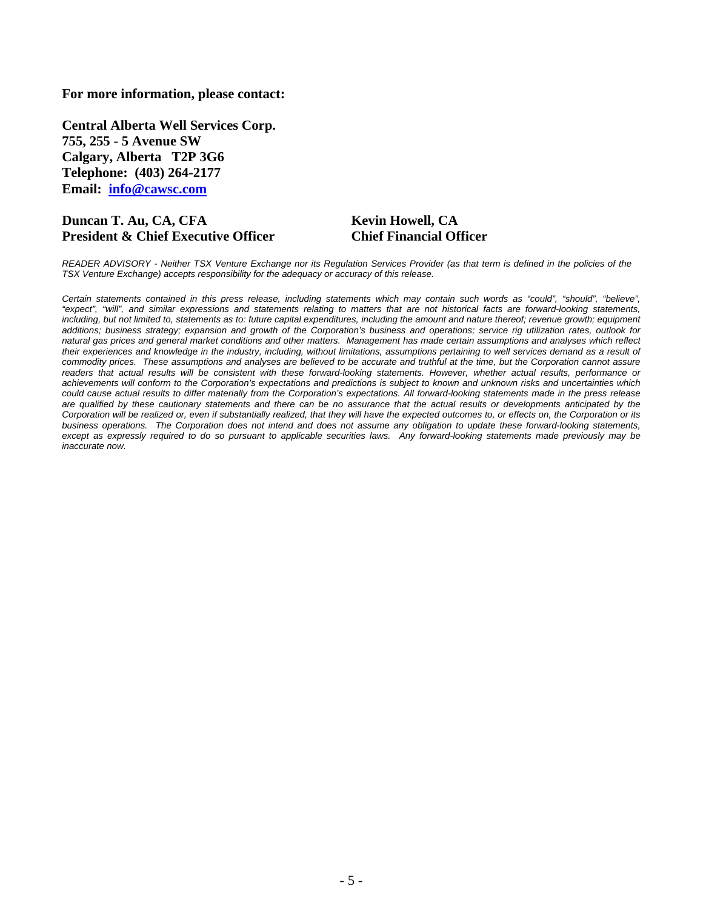**For more information, please contact:**

**Central Alberta Well Services Corp.**
**755, 255 - 5 Avenue SW**
**Calgary, Alberta T2P 3G6**
**Telephone: (403) 264-2177**
**Email: info@cawsc.com**

**Duncan T. Au, CA, CFA**
**President & Chief Executive Officer**

**Kevin Howell, CA**
**Chief Financial Officer**

*READER ADVISORY - Neither TSX Venture Exchange nor its Regulation Services Provider (as that term is defined in the policies of the TSX Venture Exchange) accepts responsibility for the adequacy or accuracy of this release.*

*Certain statements contained in this press release, including statements which may contain such words as "could", "should", "believe", "expect", "will", and similar expressions and statements relating to matters that are not historical facts are forward-looking statements, including, but not limited to, statements as to: future capital expenditures, including the amount and nature thereof; revenue growth; equipment additions; business strategy; expansion and growth of the Corporation's business and operations; service rig utilization rates, outlook for natural gas prices and general market conditions and other matters. Management has made certain assumptions and analyses which reflect their experiences and knowledge in the industry, including, without limitations, assumptions pertaining to well services demand as a result of commodity prices. These assumptions and analyses are believed to be accurate and truthful at the time, but the Corporation cannot assure readers that actual results will be consistent with these forward-looking statements. However, whether actual results, performance or achievements will conform to the Corporation's expectations and predictions is subject to known and unknown risks and uncertainties which could cause actual results to differ materially from the Corporation's expectations. All forward-looking statements made in the press release are qualified by these cautionary statements and there can be no assurance that the actual results or developments anticipated by the Corporation will be realized or, even if substantially realized, that they will have the expected outcomes to, or effects on, the Corporation or its business operations. The Corporation does not intend and does not assume any obligation to update these forward-looking statements, except as expressly required to do so pursuant to applicable securities laws. Any forward-looking statements made previously may be inaccurate now.*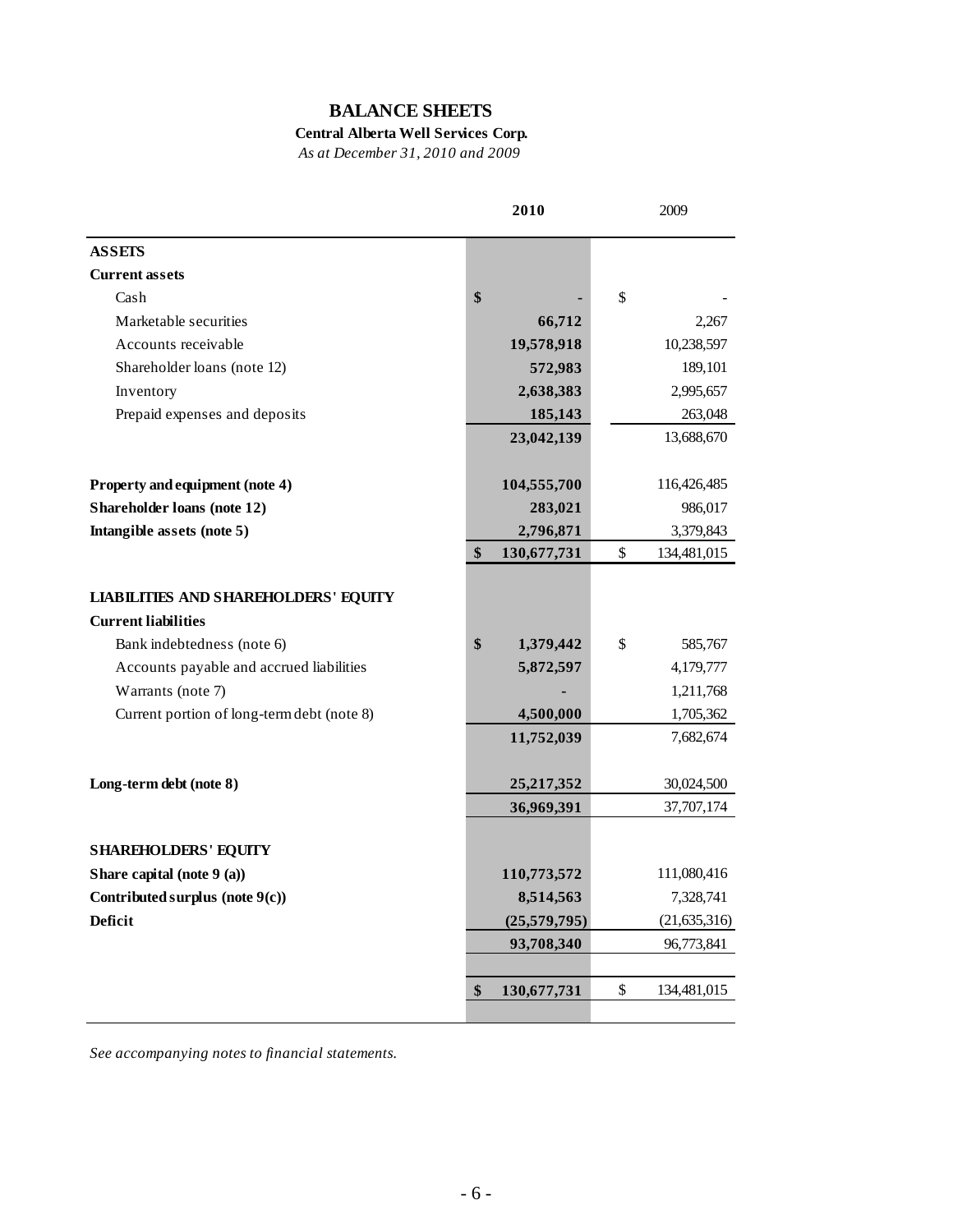# BALANCE SHEETS

**Central Alberta Well Services Corp.**

*As at December 31, 2010 and 2009*

| | **2010** | 2009 |
|---|---|---|
| **ASSETS** | | |
| **Current assets** | | |
| Cash | **$ -** | $ - |
| Marketable securities | **66,712** | 2,267 |
| Accounts receivable | **19,578,918** | 10,238,597 |
| Shareholder loans (note 12) | **572,983** | 189,101 |
| Inventory | **2,638,383** | 2,995,657 |
| Prepaid expenses and deposits | **185,143** | 263,048 |
| | **23,042,139** | 13,688,670 |
| **Property and equipment (note 4)** | **104,555,700** | 116,426,485 |
| **Shareholder loans (note 12)** | **283,021** | 986,017 |
| **Intangible assets (note 5)** | **2,796,871** | 3,379,843 |
| | **$ 130,677,731** | $ 134,481,015 |
| **LIABILITIES AND SHAREHOLDERS' EQUITY** | | |
| **Current liabilities** | | |
| Bank indebtedness (note 6) | **$ 1,379,442** | $ 585,767 |
| Accounts payable and accrued liabilities | **5,872,597** | 4,179,777 |
| Warrants (note 7) | **-** | 1,211,768 |
| Current portion of long-term debt (note 8) | **4,500,000** | 1,705,362 |
| | **11,752,039** | 7,682,674 |
| **Long-term debt (note 8)** | **25,217,352** | 30,024,500 |
| | **36,969,391** | 37,707,174 |
| **SHAREHOLDERS' EQUITY** | | |
| **Share capital (note 9 (a))** | **110,773,572** | 111,080,416 |
| **Contributed surplus (note 9(c))** | **8,514,563** | 7,328,741 |
| **Deficit** | **(25,579,795)** | (21,635,316) |
| | **93,708,340** | 96,773,841 |
| | **$ 130,677,731** | $ 134,481,015 |

*See accompanying notes to financial statements.*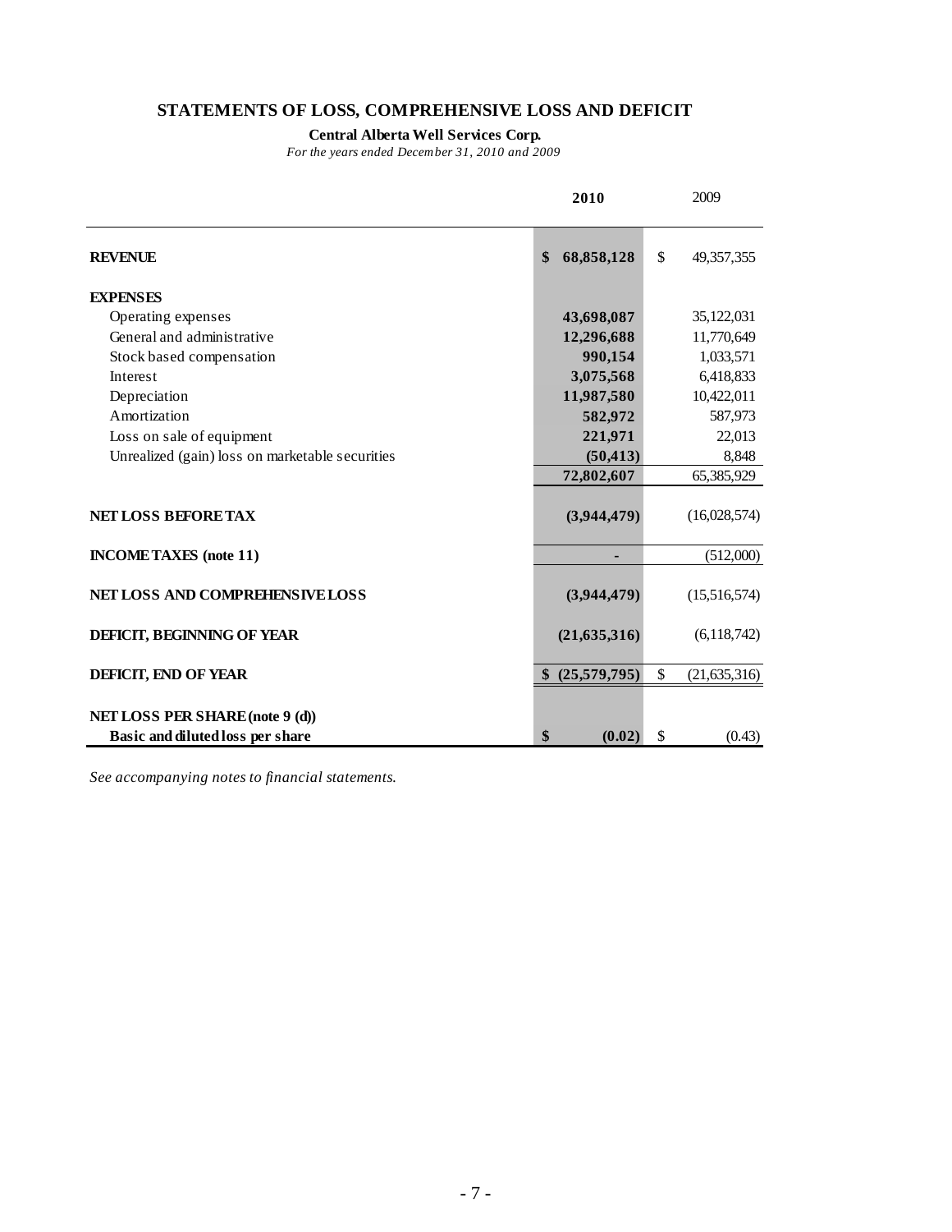# STATEMENTS OF LOSS, COMPREHENSIVE LOSS AND DEFICIT

**Central Alberta Well Services Corp.**

*For the years ended December 31, 2010 and 2009*

| | **2010** | 2009 |
|---|---|---|
| **REVENUE** | **$ 68,858,128** | $ 49,357,355 |
| **EXPENSES** | | |
| Operating expenses | **43,698,087** | 35,122,031 |
| General and administrative | **12,296,688** | 11,770,649 |
| Stock based compensation | **990,154** | 1,033,571 |
| Interest | **3,075,568** | 6,418,833 |
| Depreciation | **11,987,580** | 10,422,011 |
| Amortization | **582,972** | 587,973 |
| Loss on sale of equipment | **221,971** | 22,013 |
| Unrealized (gain) loss on marketable securities | **(50,413)** | 8,848 |
| | **72,802,607** | 65,385,929 |
| **NET LOSS BEFORE TAX** | **(3,944,479)** | (16,028,574) |
| **INCOME TAXES (note 11)** | **-** | (512,000) |
| **NET LOSS AND COMPREHENSIVE LOSS** | **(3,944,479)** | (15,516,574) |
| **DEFICIT, BEGINNING OF YEAR** | **(21,635,316)** | (6,118,742) |
| **DEFICIT, END OF YEAR** | **$ (25,579,795)** | $ (21,635,316) |
| **NET LOSS PER SHARE (note 9 (d))** | | |
| **Basic and diluted loss per share** | **$ (0.02)** | $ (0.43) |

*See accompanying notes to financial statements.*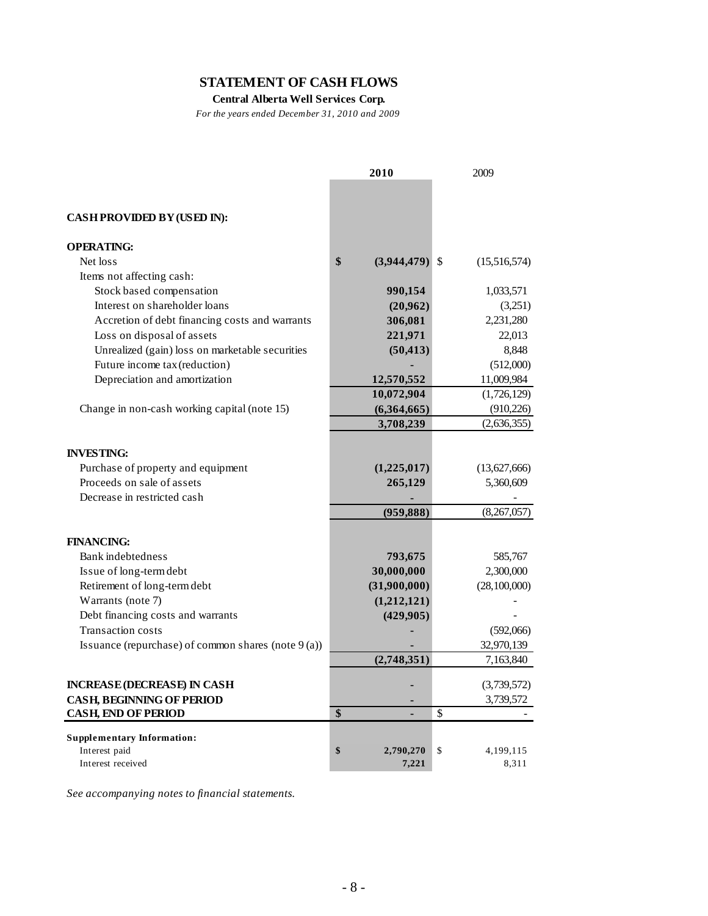# STATEMENT OF CASH FLOWS

**Central Alberta Well Services Corp.**

*For the years ended December 31, 2010 and 2009*

| | 2010 | 2009 |
|---|---|---|
| **CASH PROVIDED BY (USED IN):** | | |
| **OPERATING:** | | |
| Net loss | $ (3,944,479) | $ (15,516,574) |
| Items not affecting cash: | | |
| Stock based compensation | 990,154 | 1,033,571 |
| Interest on shareholder loans | (20,962) | (3,251) |
| Accretion of debt financing costs and warrants | 306,081 | 2,231,280 |
| Loss on disposal of assets | 221,971 | 22,013 |
| Unrealized (gain) loss on marketable securities | (50,413) | 8,848 |
| Future income tax (reduction) | - | (512,000) |
| Depreciation and amortization | 12,570,552 | 11,009,984 |
| | 10,072,904 | (1,726,129) |
| Change in non-cash working capital (note 15) | (6,364,665) | (910,226) |
| | 3,708,239 | (2,636,355) |
| **INVESTING:** | | |
| Purchase of property and equipment | (1,225,017) | (13,627,666) |
| Proceeds on sale of assets | 265,129 | 5,360,609 |
| Decrease in restricted cash | - | - |
| | (959,888) | (8,267,057) |
| **FINANCING:** | | |
| Bank indebtedness | 793,675 | 585,767 |
| Issue of long-term debt | 30,000,000 | 2,300,000 |
| Retirement of long-term debt | (31,900,000) | (28,100,000) |
| Warrants (note 7) | (1,212,121) | - |
| Debt financing costs and warrants | (429,905) | - |
| Transaction costs | - | (592,066) |
| Issuance (repurchase) of common shares (note 9 (a)) | - | 32,970,139 |
| | (2,748,351) | 7,163,840 |
| **INCREASE (DECREASE) IN CASH** | - | (3,739,572) |
| **CASH, BEGINNING OF PERIOD** | - | 3,739,572 |
| **CASH, END OF PERIOD** | $ - | $ - |
| **Supplementary Information:** | | |
| Interest paid | $ 2,790,270 | $ 4,199,115 |
| Interest received | 7,221 | 8,311 |

*See accompanying notes to financial statements.*